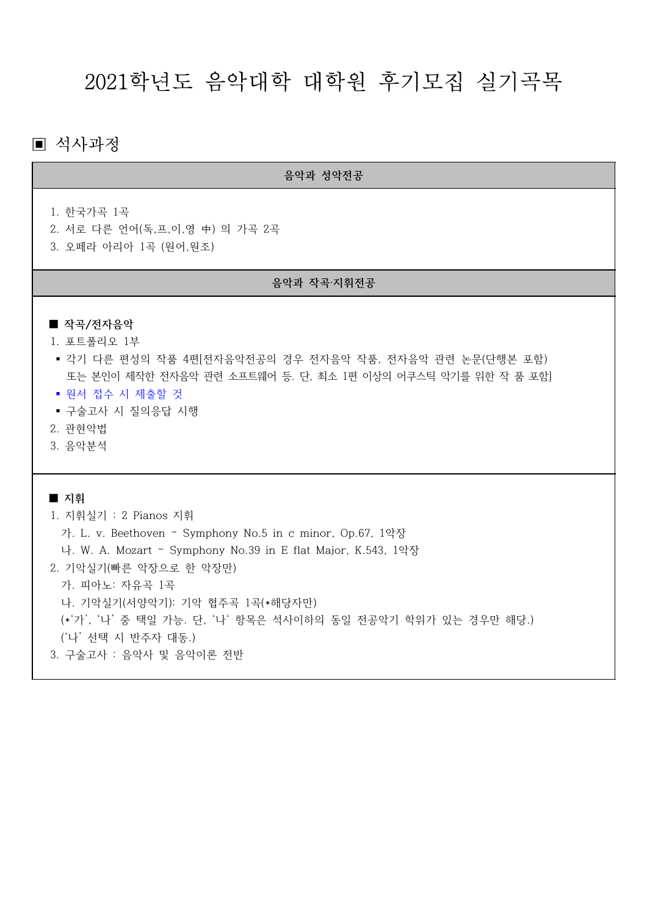# 2021학년도 음악대학 대학원 후기모집 실기곡목

## ▣ 석사과정

### 음악과 성악전공

1. 한국가곡 1곡
2. 서로 다른 언어(독,프,이,영 中) 의 가곡 2곡
3. 오페라 아리아 1곡 (원어,원조)

### 음악과 작곡·지휘전공

**■ 작곡/전자음악**

1. 포트폴리오 1부
   - 각기 다른 편성의 작품 4편[전자음악전공의 경우 전자음악 작품, 전자음악 관련 논문(단행본 포함) 또는 본인이 제작한 전자음악 관련 소프트웨어 등. 단, 최소 1편 이상의 어쿠스틱 악기를 위한 작 품 포함]
   - 원서 접수 시 제출할 것
   - 구술고사 시 질의응답 시행
2. 관현악법
3. 음악분석

**■ 지휘**

1. 지휘실기 : 2 Pianos 지휘
   가. L. v. Beethoven – Symphony No.5 in c minor, Op.67, 1악장
   나. W. A. Mozart – Symphony No.39 in E flat Major, K.543, 1악장
2. 기악실기(빠른 악장으로 한 악장만)
   가. 피아노: 자유곡 1곡
   나. 기악실기(서양악기): 기악 협주곡 1곡(*해당자만)
   (*'가', '나' 중 택일 가능. 단, '나' 항목은 석사이하의 동일 전공악기 학위가 있는 경우만 해당.)
   ('나' 선택 시 반주자 대동.)
3. 구술고사 : 음악사 및 음악이론 전반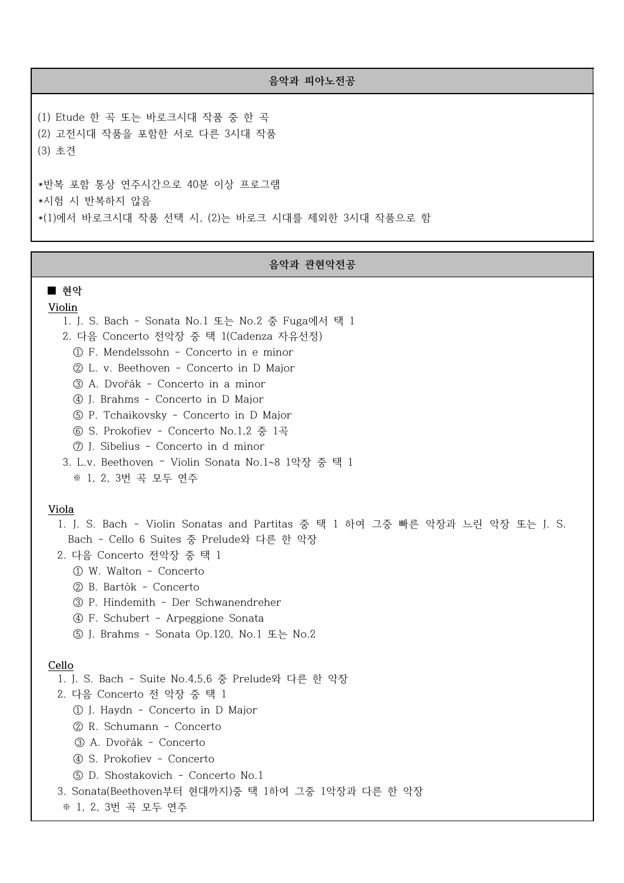## 음악과 피아노전공

(1) Etude 한 곡 또는 바로크시대 작품 중 한 곡
(2) 고전시대 작품을 포함한 서로 다른 3시대 작품
(3) 초견

*반복 포함 통상 연주시간으로 40분 이상 프로그램
*시험 시 반복하지 않음
*(1)에서 바로크시대 작품 선택 시, (2)는 바로크 시대를 제외한 3시대 작품으로 함

## 음악과 관현악전공

### ■ 현악

**Violin**

1. J. S. Bach - Sonata No.1 또는 No.2 중 Fuga에서 택 1
2. 다음 Concerto 전악장 중 택 1(Cadenza 자유선정)
   ① F. Mendelssohn - Concerto in e minor
   ② L. v. Beethoven - Concerto in D Major
   ③ A. Dvořák - Concerto in a minor
   ④ J. Brahms - Concerto in D Major
   ⑤ P. Tchaikovsky - Concerto in D Major
   ⑥ S. Prokofiev - Concerto No.1,2 중 1곡
   ⑦ J. Sibelius - Concerto in d minor
3. L.v. Beethoven - Violin Sonata No.1~8 1악장 중 택 1
   ※ 1, 2, 3번 곡 모두 연주

**Viola**

1. J. S. Bach - Violin Sonatas and Partitas 중 택 1 하여 그중 빠른 악장과 느린 악장 또는 J. S. Bach - Cello 6 Suites 중 Prelude와 다른 한 악장
2. 다음 Concerto 전악장 중 택 1
   ① W. Walton - Concerto
   ② B. Bartók - Concerto
   ③ P. Hindemith - Der Schwanendreher
   ④ F. Schubert - Arpeggione Sonata
   ⑤ J. Brahms - Sonata Op.120, No.1 또는 No.2

**Cello**

1. J. S. Bach - Suite No.4,5,6 중 Prelude와 다른 한 악장
2. 다음 Concerto 전 악장 중 택 1
   ① J. Haydn - Concerto in D Major
   ② R. Schumann - Concerto
   ③ A. Dvořák - Concerto
   ④ S. Prokofiev - Concerto
   ⑤ D. Shostakovich - Concerto No.1
3. Sonata(Beethoven부터 현대까지)중 택 1하여 그중 1악장과 다른 한 악장
   ※ 1, 2, 3번 곡 모두 연주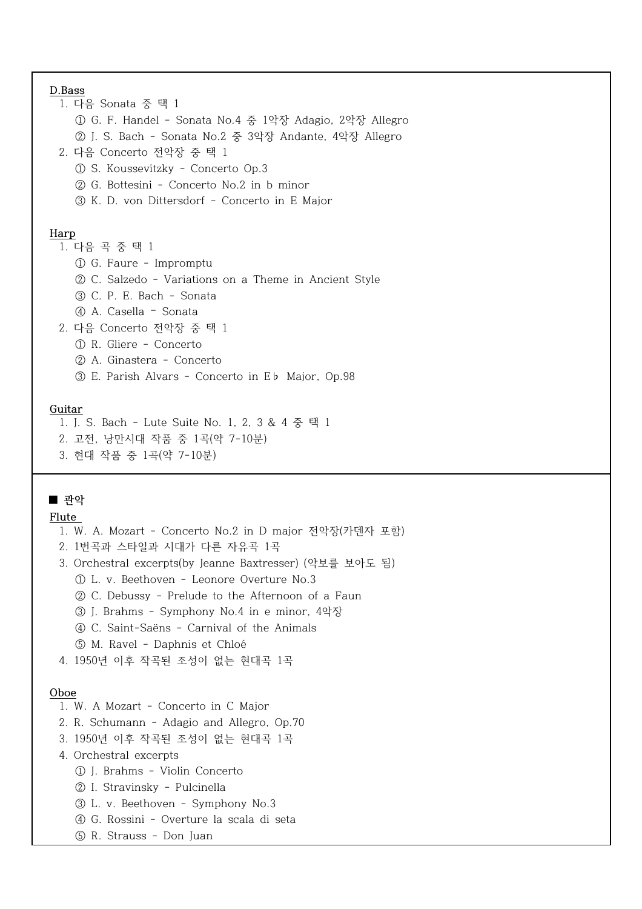**D.Bass**

1. 다음 Sonata 중 택 1
   ① G. F. Handel - Sonata No.4 중 1악장 Adagio, 2악장 Allegro
   ② J. S. Bach - Sonata No.2 중 3악장 Andante, 4악장 Allegro
2. 다음 Concerto 전악장 중 택 1
   ① S. Koussevitzky - Concerto Op.3
   ② G. Bottesini - Concerto No.2 in b minor
   ③ K. D. von Dittersdorf - Concerto in E Major

**Harp**

1. 다음 곡 중 택 1
   ① G. Faure - Impromptu
   ② C. Salzedo - Variations on a Theme in Ancient Style
   ③ C. P. E. Bach - Sonata
   ④ A. Casella - Sonata
2. 다음 Concerto 전악장 중 택 1
   ① R. Gliere - Concerto
   ② A. Ginastera - Concerto
   ③ E. Parish Alvars - Concerto in E♭ Major, Op.98

**Guitar**

1. J. S. Bach - Lute Suite No. 1, 2, 3 & 4 중 택 1
2. 고전, 낭만시대 작품 중 1곡(약 7-10분)
3. 현대 작품 중 1곡(약 7-10분)

## ■ 관악

**Flute**

1. W. A. Mozart - Concerto No.2 in D major 전악장(카덴자 포함)
2. 1번곡과 스타일과 시대가 다른 자유곡 1곡
3. Orchestral excerpts(by Jeanne Baxtresser) (악보를 보아도 됨)
   ① L. v. Beethoven - Leonore Overture No.3
   ② C. Debussy - Prelude to the Afternoon of a Faun
   ③ J. Brahms - Symphony No.4 in e minor, 4악장
   ④ C. Saint-Saëns - Carnival of the Animals
   ⑤ M. Ravel - Daphnis et Chloé
4. 1950년 이후 작곡된 조성이 없는 현대곡 1곡

**Oboe**

1. W. A Mozart - Concerto in C Major
2. R. Schumann - Adagio and Allegro, Op.70
3. 1950년 이후 작곡된 조성이 없는 현대곡 1곡
4. Orchestral excerpts
   ① J. Brahms - Violin Concerto
   ② I. Stravinsky - Pulcinella
   ③ L. v. Beethoven - Symphony No.3
   ④ G. Rossini - Overture la scala di seta
   ⑤ R. Strauss - Don Juan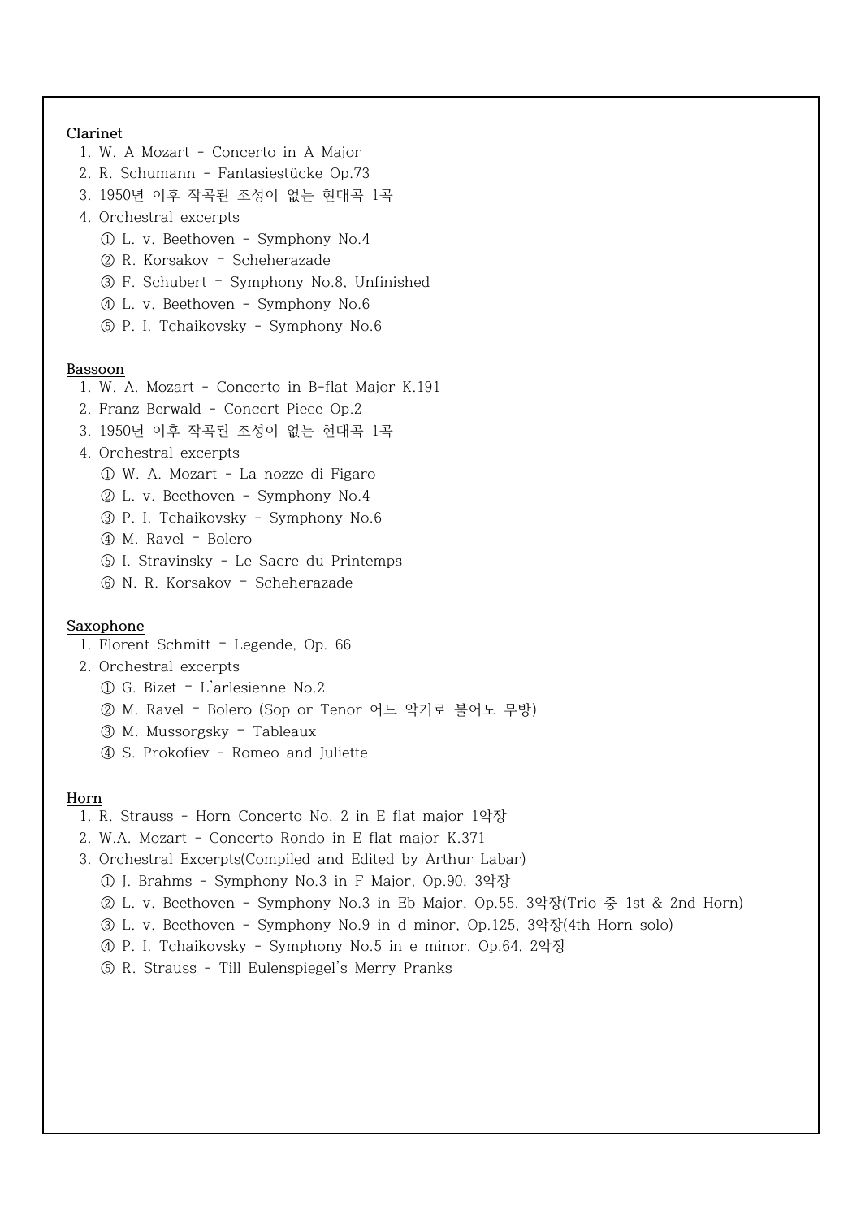**Clarinet**

1. W. A Mozart - Concerto in A Major
2. R. Schumann - Fantasiestücke Op.73
3. 1950년 이후 작곡된 조성이 없는 현대곡 1곡
4. Orchestral excerpts
   ① L. v. Beethoven - Symphony No.4
   ② R. Korsakov - Scheherazade
   ③ F. Schubert - Symphony No.8, Unfinished
   ④ L. v. Beethoven - Symphony No.6
   ⑤ P. I. Tchaikovsky - Symphony No.6

**Bassoon**

1. W. A. Mozart - Concerto in B-flat Major K.191
2. Franz Berwald - Concert Piece Op.2
3. 1950년 이후 작곡된 조성이 없는 현대곡 1곡
4. Orchestral excerpts
   ① W. A. Mozart - La nozze di Figaro
   ② L. v. Beethoven - Symphony No.4
   ③ P. I. Tchaikovsky - Symphony No.6
   ④ M. Ravel - Bolero
   ⑤ I. Stravinsky - Le Sacre du Printemps
   ⑥ N. R. Korsakov - Scheherazade

**Saxophone**

1. Florent Schmitt - Legende, Op. 66
2. Orchestral excerpts
   ① G. Bizet - L'arlesienne No.2
   ② M. Ravel - Bolero (Sop or Tenor 어느 악기로 불어도 무방)
   ③ M. Mussorgsky - Tableaux
   ④ S. Prokofiev - Romeo and Juliette

**Horn**

1. R. Strauss - Horn Concerto No. 2 in E flat major 1악장
2. W.A. Mozart - Concerto Rondo in E flat major K.371
3. Orchestral Excerpts(Compiled and Edited by Arthur Labar)
   ① J. Brahms - Symphony No.3 in F Major, Op.90, 3악장
   ② L. v. Beethoven - Symphony No.3 in Eb Major, Op.55, 3악장(Trio 중 1st & 2nd Horn)
   ③ L. v. Beethoven - Symphony No.9 in d minor, Op.125, 3악장(4th Horn solo)
   ④ P. I. Tchaikovsky - Symphony No.5 in e minor, Op.64, 2악장
   ⑤ R. Strauss - Till Eulenspiegel's Merry Pranks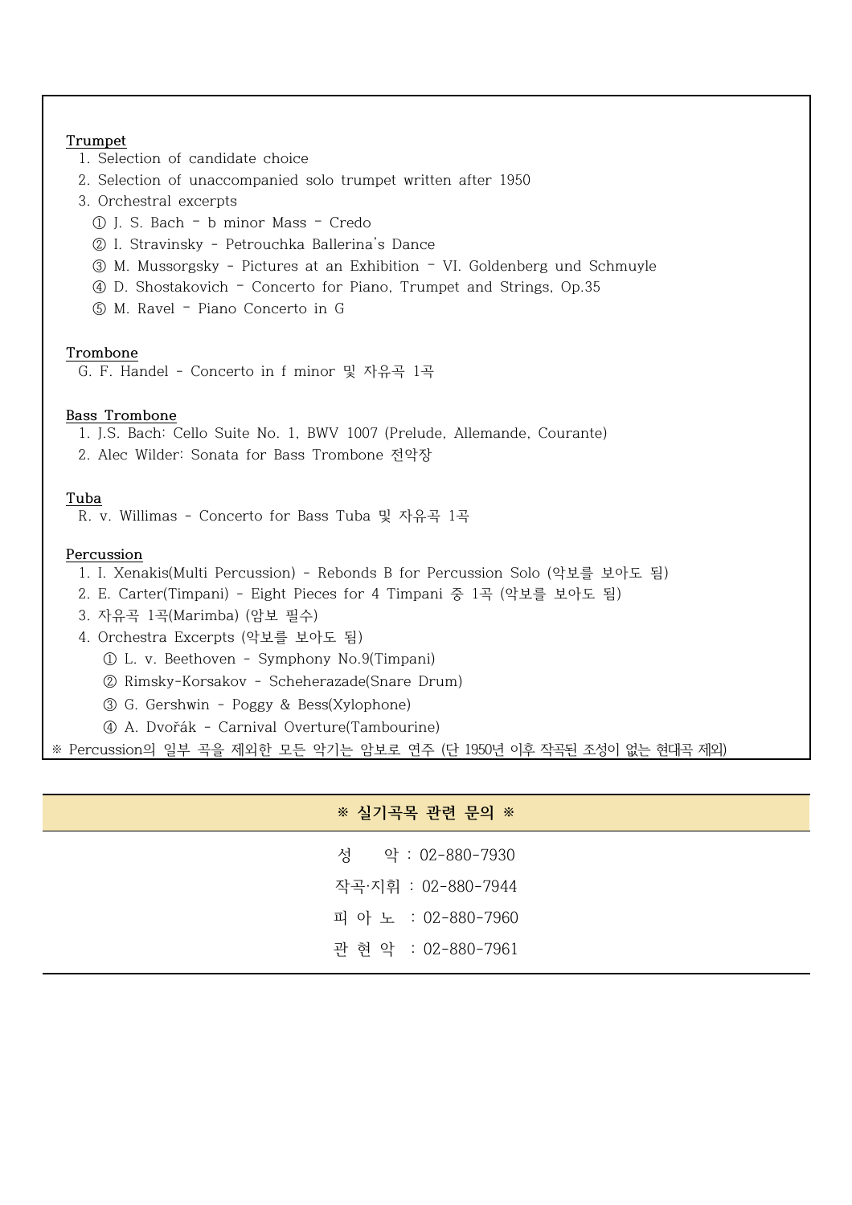**Trumpet**

1. Selection of candidate choice
2. Selection of unaccompanied solo trumpet written after 1950
3. Orchestral excerpts
   ① J. S. Bach – b minor Mass – Credo
   ② I. Stravinsky - Petrouchka Ballerina's Dance
   ③ M. Mussorgsky - Pictures at an Exhibition – VI. Goldenberg und Schmuyle
   ④ D. Shostakovich – Concerto for Piano, Trumpet and Strings, Op.35
   ⑤ M. Ravel – Piano Concerto in G

**Trombone**

G. F. Handel - Concerto in f minor 및 자유곡 1곡

**Bass Trombone**

1. J.S. Bach: Cello Suite No. 1, BWV 1007 (Prelude, Allemande, Courante)
2. Alec Wilder: Sonata for Bass Trombone 전악장

**Tuba**

R. v. Willimas - Concerto for Bass Tuba 및 자유곡 1곡

**Percussion**

1. I. Xenakis(Multi Percussion) - Rebonds B for Percussion Solo (악보를 보아도 됨)
2. E. Carter(Timpani) - Eight Pieces for 4 Timpani 중 1곡 (악보를 보아도 됨)
3. 자유곡 1곡(Marimba) (암보 필수)
4. Orchestra Excerpts (악보를 보아도 됨)
   ① L. v. Beethoven - Symphony No.9(Timpani)
   ② Rimsky-Korsakov - Scheherazade(Snare Drum)
   ③ G. Gershwin - Poggy & Bess(Xylophone)
   ④ A. Dvořák - Carnival Overture(Tambourine)

※ Percussion의 일부 곡을 제외한 모든 악기는 암보로 연주 (단 1950년 이후 작곡된 조성이 없는 현대곡 제외)

**※ 실기곡목 관련 문의 ※**

성　　악 : 02-880-7930

작곡·지휘 : 02-880-7944

피 아 노 : 02-880-7960

관 현 악 : 02-880-7961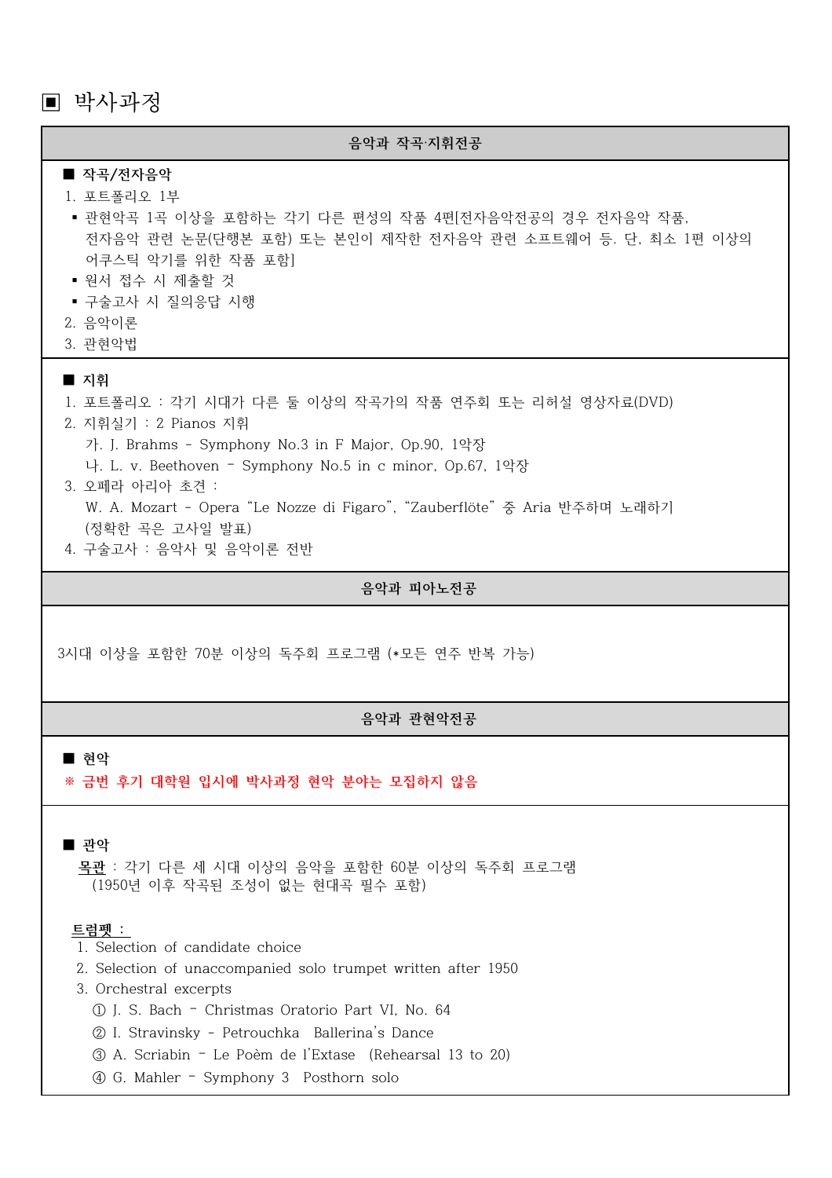## ▣ 박사과정

### 음악과 작곡·지휘전공

**■ 작곡/전자음악**

1. 포트폴리오 1부
   - 관현악곡 1곡 이상을 포함하는 각기 다른 편성의 작품 4편[전자음악전공의 경우 전자음악 작품, 전자음악 관련 논문(단행본 포함) 또는 본인이 제작한 전자음악 관련 소프트웨어 등. 단, 최소 1편 이상의 어쿠스틱 악기를 위한 작품 포함]
   - 원서 접수 시 제출할 것
   - 구술고사 시 질의응답 시행
2. 음악이론
3. 관현악법

**■ 지휘**

1. 포트폴리오 : 각기 시대가 다른 둘 이상의 작곡가의 작품 연주회 또는 리허설 영상자료(DVD)
2. 지휘실기 : 2 Pianos 지휘
   가. J. Brahms - Symphony No.3 in F Major, Op.90, 1악장
   나. L. v. Beethoven - Symphony No.5 in c minor, Op.67, 1악장
3. 오페라 아리아 초견 :
   W. A. Mozart - Opera "Le Nozze di Figaro", "Zauberflöte" 중 Aria 반주하며 노래하기
   (정확한 곡은 고사일 발표)
4. 구술고사 : 음악사 및 음악이론 전반

### 음악과 피아노전공

3시대 이상을 포함한 70분 이상의 독주회 프로그램 (*모든 연주 반복 가능)

### 음악과 관현악전공

**■ 현악**

**※ 금번 후기 대학원 입시에 박사과정 현악 분야는 모집하지 않음**

**■ 관악**

<u>목관</u> : 각기 다른 세 시대 이상의 음악을 포함한 60분 이상의 독주회 프로그램
(1950년 이후 작곡된 조성이 없는 현대곡 필수 포함)

<u>트럼펫 :</u>

1. Selection of candidate choice
2. Selection of unaccompanied solo trumpet written after 1950
3. Orchestral excerpts
   ① J. S. Bach - Christmas Oratorio Part VI, No. 64
   ② I. Stravinsky - Petrouchka Ballerina's Dance
   ③ A. Scriabin - Le Poèm de l'Extase (Rehearsal 13 to 20)
   ④ G. Mahler - Symphony 3 Posthorn solo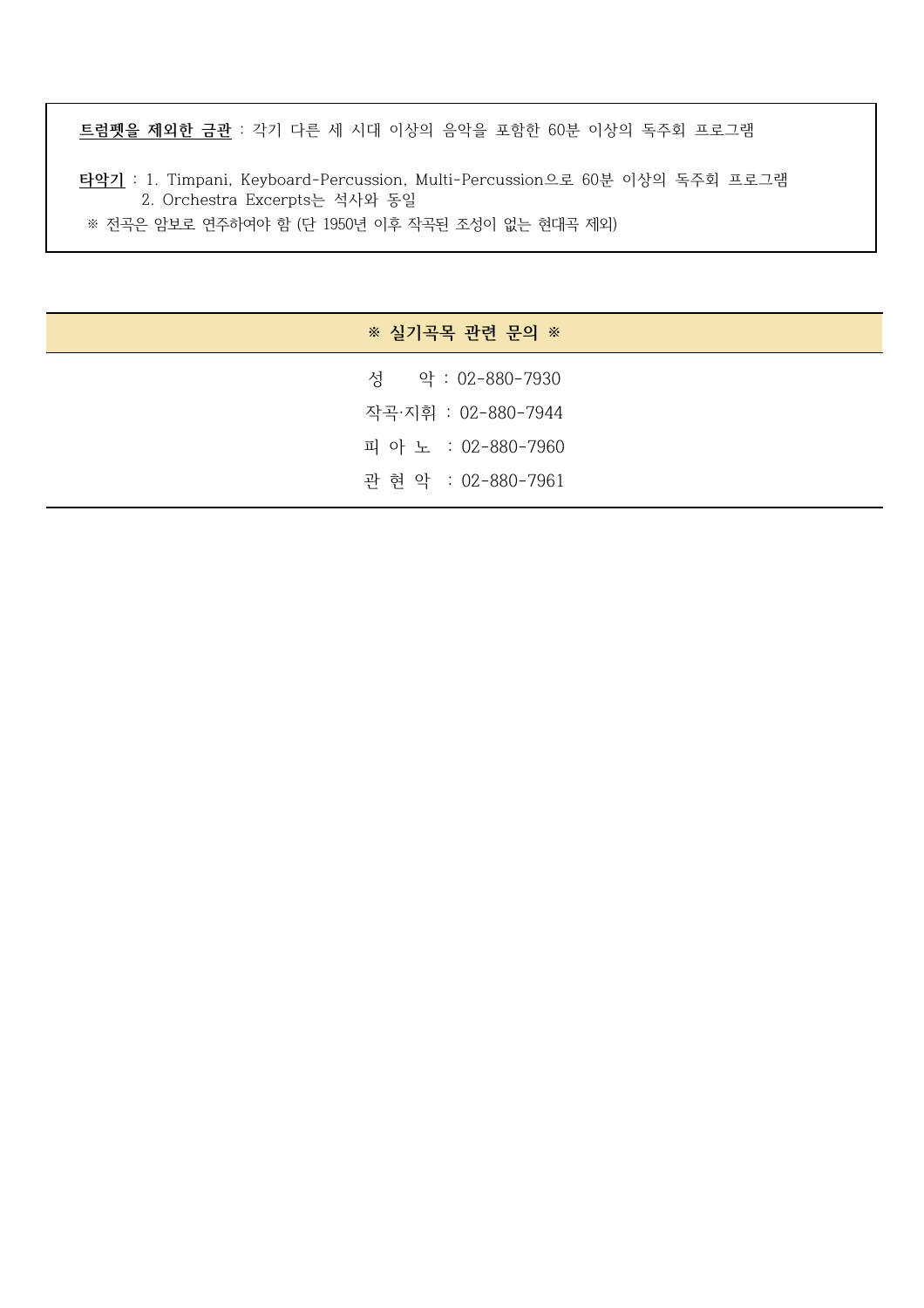**<u>트럼펫을 제외한 금관</u>** : 각기 다른 세 시대 이상의 음악을 포함한 60분 이상의 독주회 프로그램

**<u>타악기</u>** : 1. Timpani, Keyboard-Percussion, Multi-Percussion으로 60분 이상의 독주회 프로그램
2. Orchestra Excerpts는 석사와 동일

※ 전곡은 암보로 연주하여야 함 (단 1950년 이후 작곡된 조성이 없는 현대곡 제외)

**※ 실기곡목 관련 문의 ※**

성　　악 : 02-880-7930

작곡·지휘 : 02-880-7944

피 아 노 : 02-880-7960

관 현 악 : 02-880-7961